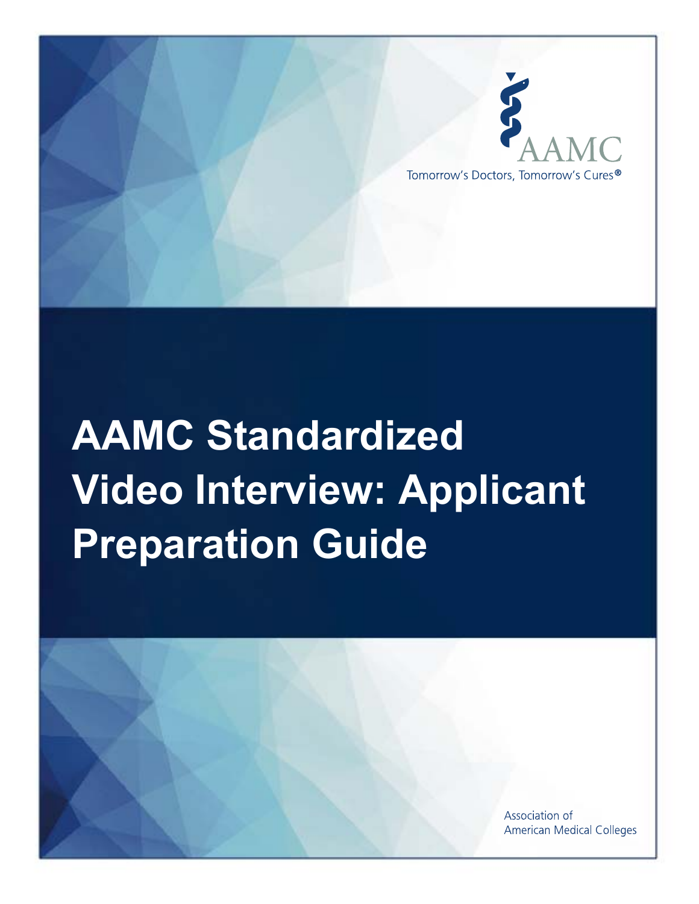AAMC

Tomorrow's Doctors, Tomorrow's Cures®

# AAMC Standardized Video Interview: Applicant Preparation Guide

Association of American Medical Colleges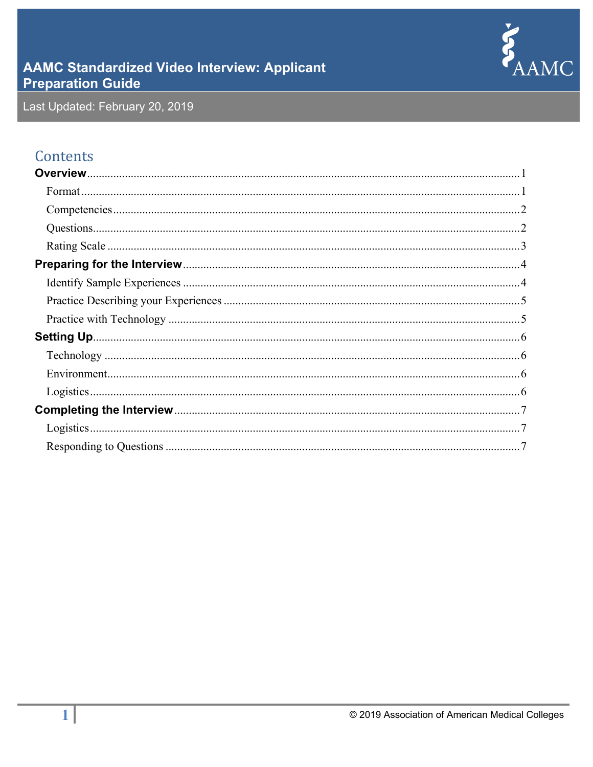# AAMC Standardized Video Interview: Applicant Preparation Guide

Last Updated: February 20, 2019

## Contents

**Overview** ........ 1
- Format ........ 1
- Competencies ........ 2
- Questions ........ 2
- Rating Scale ........ 3

**Preparing for the Interview** ........ 4
- Identify Sample Experiences ........ 4
- Practice Describing your Experiences ........ 5
- Practice with Technology ........ 5

**Setting Up** ........ 6
- Technology ........ 6
- Environment ........ 6
- Logistics ........ 6

**Completing the Interview** ........ 7
- Logistics ........ 7
- Responding to Questions ........ 7

© 2019 Association of American Medical Colleges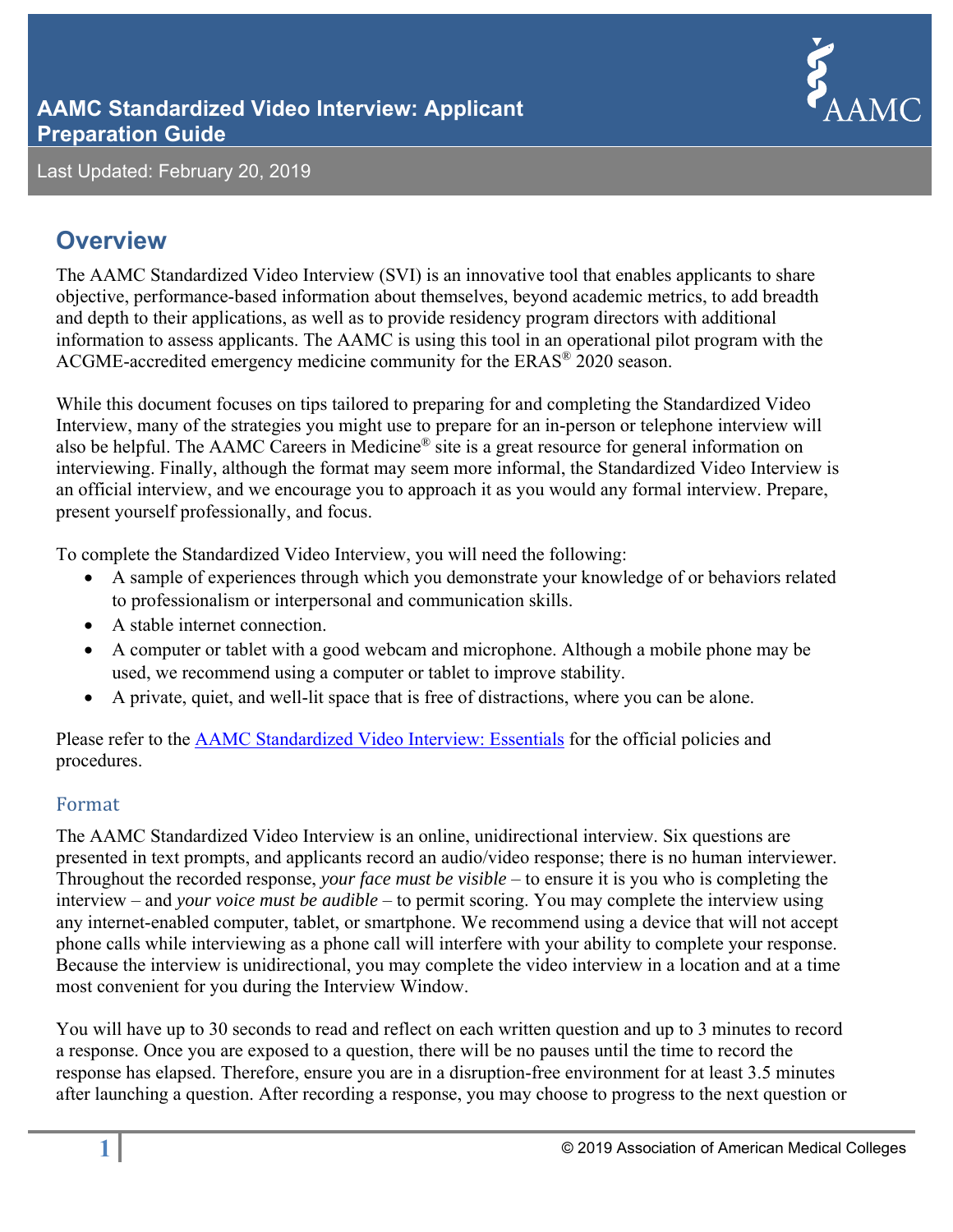# AAMC Standardized Video Interview: Applicant Preparation Guide

Last Updated: February 20, 2019

## Overview

The AAMC Standardized Video Interview (SVI) is an innovative tool that enables applicants to share objective, performance-based information about themselves, beyond academic metrics, to add breadth and depth to their applications, as well as to provide residency program directors with additional information to assess applicants. The AAMC is using this tool in an operational pilot program with the ACGME-accredited emergency medicine community for the ERAS® 2020 season.

While this document focuses on tips tailored to preparing for and completing the Standardized Video Interview, many of the strategies you might use to prepare for an in-person or telephone interview will also be helpful. The AAMC Careers in Medicine® site is a great resource for general information on interviewing. Finally, although the format may seem more informal, the Standardized Video Interview is an official interview, and we encourage you to approach it as you would any formal interview. Prepare, present yourself professionally, and focus.

To complete the Standardized Video Interview, you will need the following:

- A sample of experiences through which you demonstrate your knowledge of or behaviors related to professionalism or interpersonal and communication skills.
- A stable internet connection.
- A computer or tablet with a good webcam and microphone. Although a mobile phone may be used, we recommend using a computer or tablet to improve stability.
- A private, quiet, and well-lit space that is free of distractions, where you can be alone.

Please refer to the [AAMC Standardized Video Interview: Essentials]() for the official policies and procedures.

### Format

The AAMC Standardized Video Interview is an online, unidirectional interview. Six questions are presented in text prompts, and applicants record an audio/video response; there is no human interviewer. Throughout the recorded response, *your face must be visible* – to ensure it is you who is completing the interview – and *your voice must be audible* – to permit scoring. You may complete the interview using any internet-enabled computer, tablet, or smartphone. We recommend using a device that will not accept phone calls while interviewing as a phone call will interfere with your ability to complete your response. Because the interview is unidirectional, you may complete the video interview in a location and at a time most convenient for you during the Interview Window.

You will have up to 30 seconds to read and reflect on each written question and up to 3 minutes to record a response. Once you are exposed to a question, there will be no pauses until the time to record the response has elapsed. Therefore, ensure you are in a disruption-free environment for at least 3.5 minutes after launching a question. After recording a response, you may choose to progress to the next question or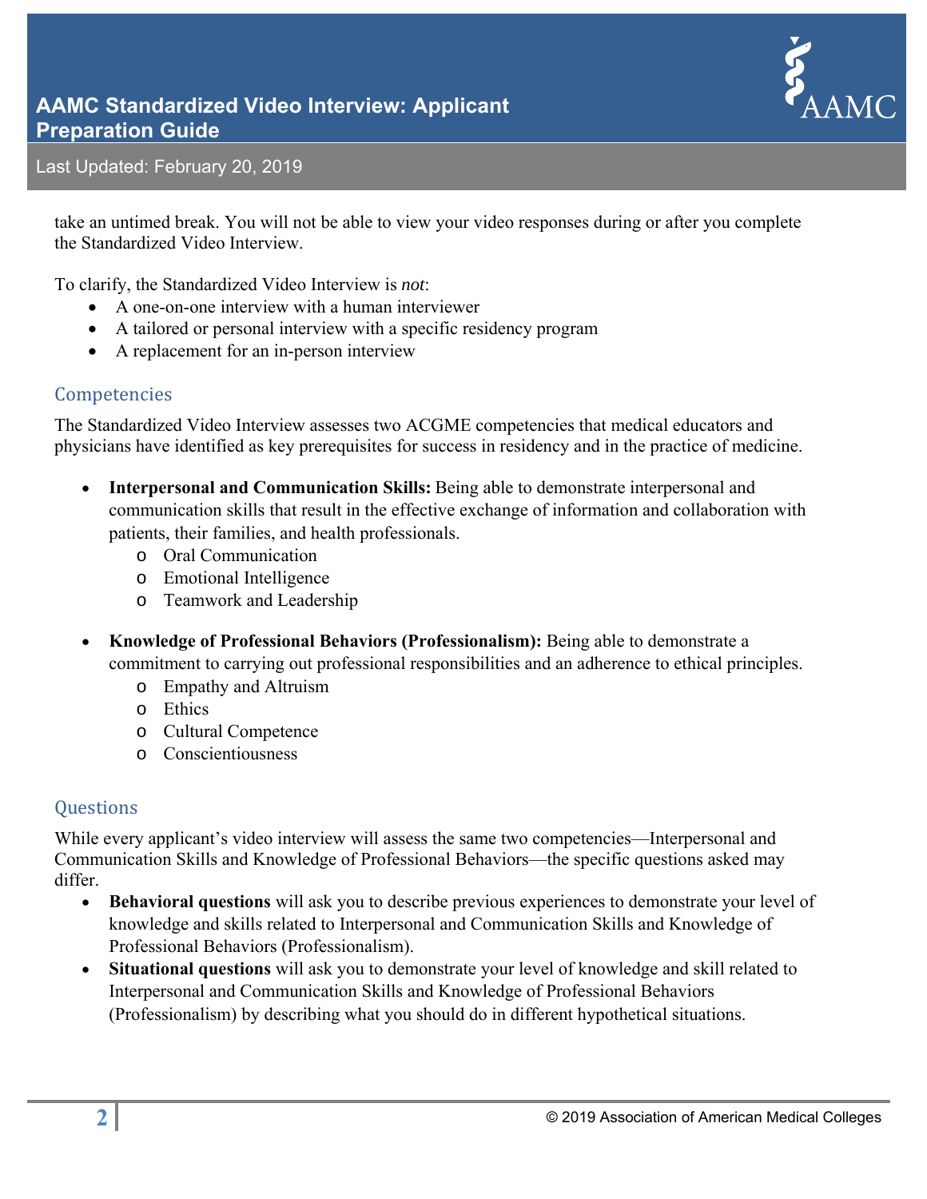take an untimed break. You will not be able to view your video responses during or after you complete the Standardized Video Interview.

To clarify, the Standardized Video Interview is *not*:

- A one-on-one interview with a human interviewer
- A tailored or personal interview with a specific residency program
- A replacement for an in-person interview

## Competencies

The Standardized Video Interview assesses two ACGME competencies that medical educators and physicians have identified as key prerequisites for success in residency and in the practice of medicine.

- **Interpersonal and Communication Skills:** Being able to demonstrate interpersonal and communication skills that result in the effective exchange of information and collaboration with patients, their families, and health professionals.
  - Oral Communication
  - Emotional Intelligence
  - Teamwork and Leadership

- **Knowledge of Professional Behaviors (Professionalism):** Being able to demonstrate a commitment to carrying out professional responsibilities and an adherence to ethical principles.
  - Empathy and Altruism
  - Ethics
  - Cultural Competence
  - Conscientiousness

## Questions

While every applicant's video interview will assess the same two competencies—Interpersonal and Communication Skills and Knowledge of Professional Behaviors—the specific questions asked may differ.

- **Behavioral questions** will ask you to describe previous experiences to demonstrate your level of knowledge and skills related to Interpersonal and Communication Skills and Knowledge of Professional Behaviors (Professionalism).
- **Situational questions** will ask you to demonstrate your level of knowledge and skill related to Interpersonal and Communication Skills and Knowledge of Professional Behaviors (Professionalism) by describing what you should do in different hypothetical situations.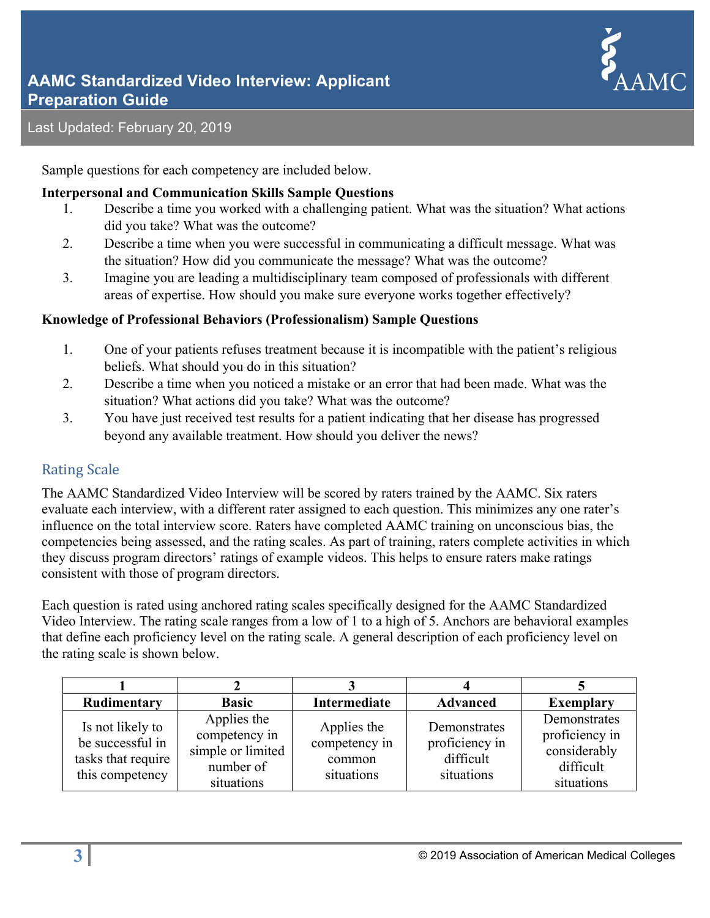Sample questions for each competency are included below.

**Interpersonal and Communication Skills Sample Questions**

1. Describe a time you worked with a challenging patient. What was the situation? What actions did you take? What was the outcome?
2. Describe a time when you were successful in communicating a difficult message. What was the situation? How did you communicate the message? What was the outcome?
3. Imagine you are leading a multidisciplinary team composed of professionals with different areas of expertise. How should you make sure everyone works together effectively?

**Knowledge of Professional Behaviors (Professionalism) Sample Questions**

1. One of your patients refuses treatment because it is incompatible with the patient's religious beliefs. What should you do in this situation?
2. Describe a time when you noticed a mistake or an error that had been made. What was the situation? What actions did you take? What was the outcome?
3. You have just received test results for a patient indicating that her disease has progressed beyond any available treatment. How should you deliver the news?

## Rating Scale

The AAMC Standardized Video Interview will be scored by raters trained by the AAMC. Six raters evaluate each interview, with a different rater assigned to each question. This minimizes any one rater's influence on the total interview score. Raters have completed AAMC training on unconscious bias, the competencies being assessed, and the rating scales. As part of training, raters complete activities in which they discuss program directors' ratings of example videos. This helps to ensure raters make ratings consistent with those of program directors.

Each question is rated using anchored rating scales specifically designed for the AAMC Standardized Video Interview. The rating scale ranges from a low of 1 to a high of 5. Anchors are behavioral examples that define each proficiency level on the rating scale. A general description of each proficiency level on the rating scale is shown below.

| 1 | 2 | 3 | 4 | 5 |
|---|---|---|---|---|
| **Rudimentary** | **Basic** | **Intermediate** | **Advanced** | **Exemplary** |
| Is not likely to be successful in tasks that require this competency | Applies the competency in simple or limited number of situations | Applies the competency in common situations | Demonstrates proficiency in difficult situations | Demonstrates proficiency in considerably difficult situations |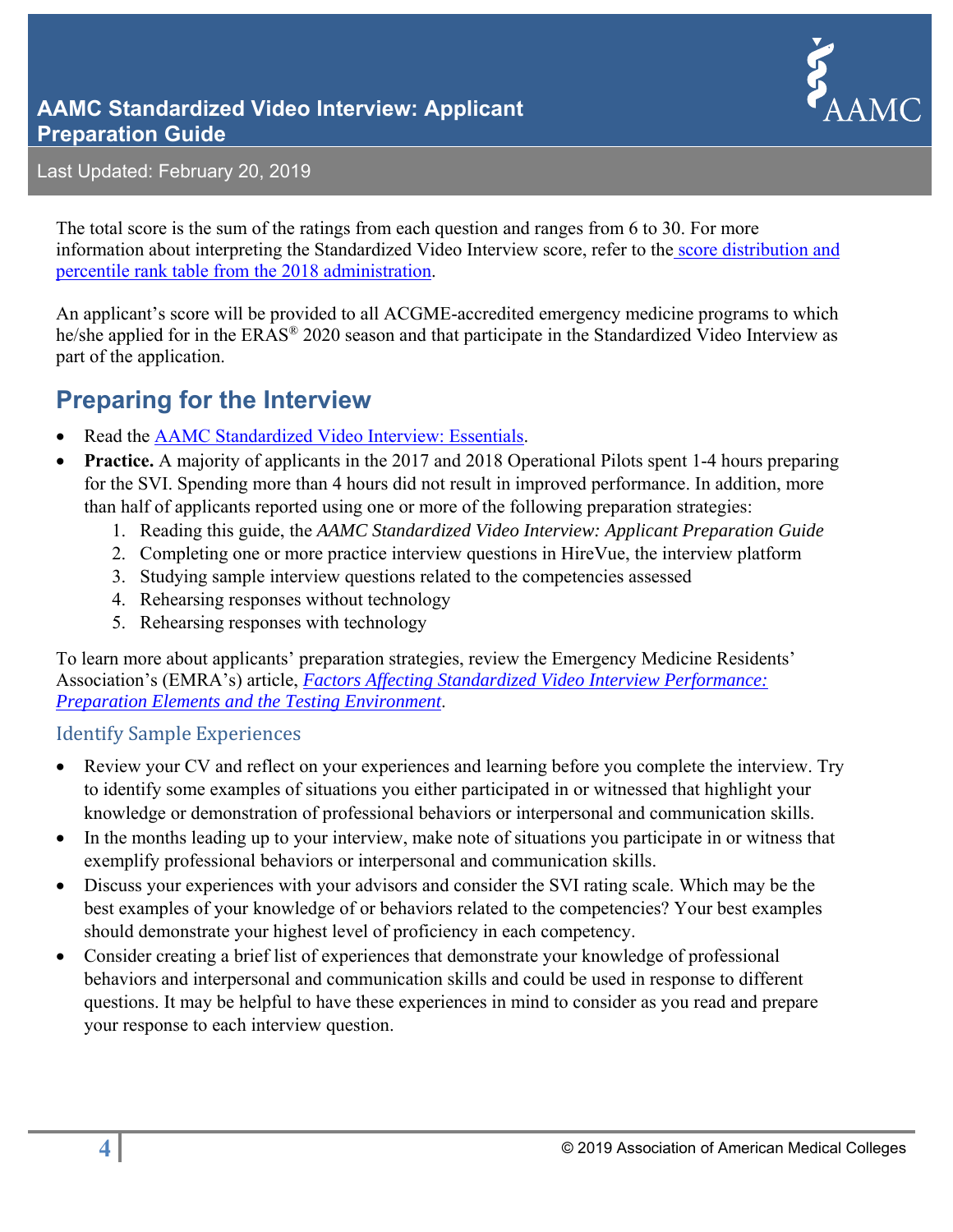The total score is the sum of the ratings from each question and ranges from 6 to 30. For more information about interpreting the Standardized Video Interview score, refer to the score distribution and percentile rank table from the 2018 administration.

An applicant's score will be provided to all ACGME-accredited emergency medicine programs to which he/she applied for in the ERAS® 2020 season and that participate in the Standardized Video Interview as part of the application.

## Preparing for the Interview

- Read the AAMC Standardized Video Interview: Essentials.
- **Practice.** A majority of applicants in the 2017 and 2018 Operational Pilots spent 1-4 hours preparing for the SVI. Spending more than 4 hours did not result in improved performance. In addition, more than half of applicants reported using one or more of the following preparation strategies:
  1. Reading this guide, the *AAMC Standardized Video Interview: Applicant Preparation Guide*
  2. Completing one or more practice interview questions in HireVue, the interview platform
  3. Studying sample interview questions related to the competencies assessed
  4. Rehearsing responses without technology
  5. Rehearsing responses with technology

To learn more about applicants' preparation strategies, review the Emergency Medicine Residents' Association's (EMRA's) article, *Factors Affecting Standardized Video Interview Performance: Preparation Elements and the Testing Environment*.

### Identify Sample Experiences

- Review your CV and reflect on your experiences and learning before you complete the interview. Try to identify some examples of situations you either participated in or witnessed that highlight your knowledge or demonstration of professional behaviors or interpersonal and communication skills.
- In the months leading up to your interview, make note of situations you participate in or witness that exemplify professional behaviors or interpersonal and communication skills.
- Discuss your experiences with your advisors and consider the SVI rating scale. Which may be the best examples of your knowledge of or behaviors related to the competencies? Your best examples should demonstrate your highest level of proficiency in each competency.
- Consider creating a brief list of experiences that demonstrate your knowledge of professional behaviors and interpersonal and communication skills and could be used in response to different questions. It may be helpful to have these experiences in mind to consider as you read and prepare your response to each interview question.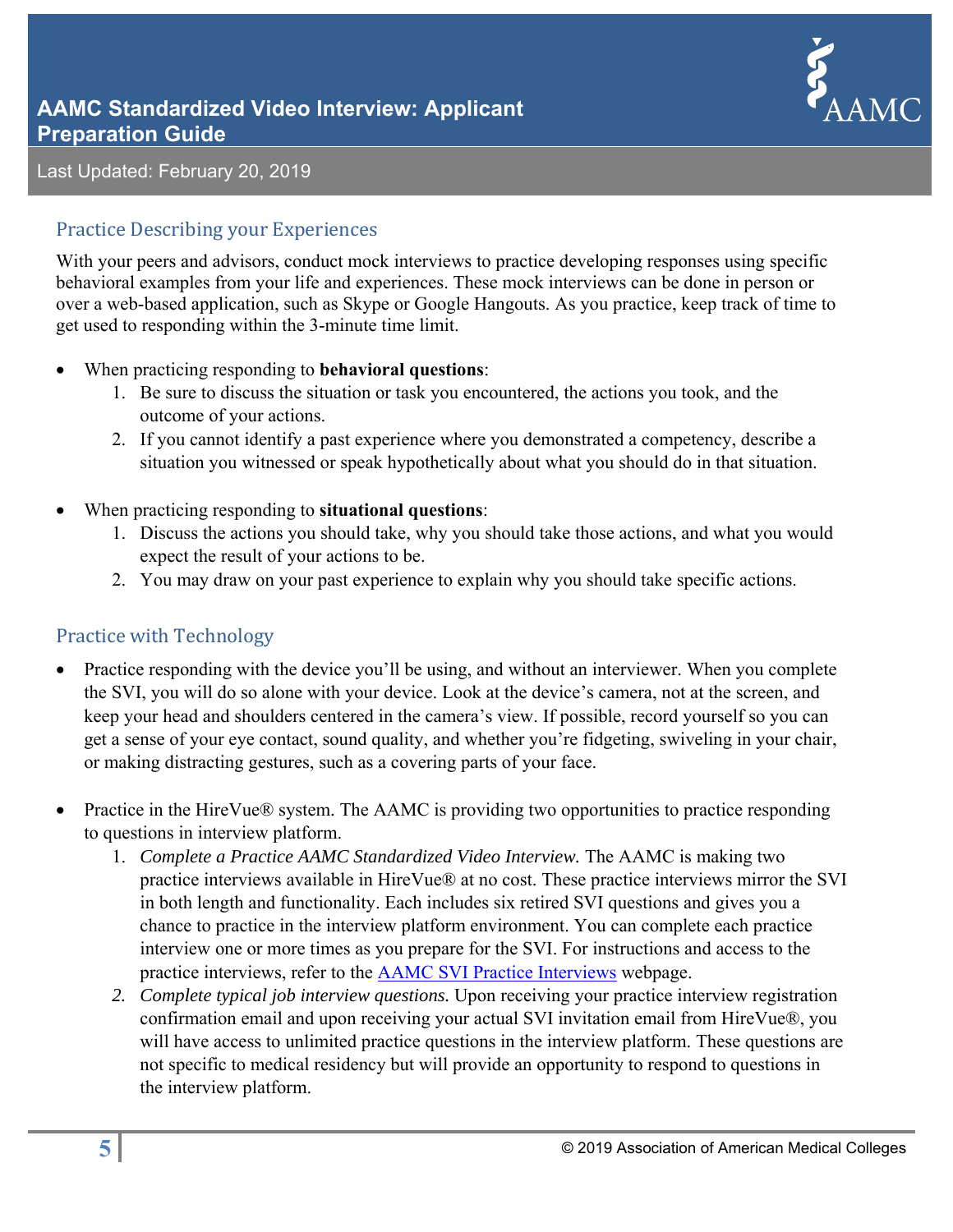## Practice Describing your Experiences

With your peers and advisors, conduct mock interviews to practice developing responses using specific behavioral examples from your life and experiences. These mock interviews can be done in person or over a web-based application, such as Skype or Google Hangouts. As you practice, keep track of time to get used to responding within the 3-minute time limit.

- When practicing responding to **behavioral questions**:
  1. Be sure to discuss the situation or task you encountered, the actions you took, and the outcome of your actions.
  2. If you cannot identify a past experience where you demonstrated a competency, describe a situation you witnessed or speak hypothetically about what you should do in that situation.

- When practicing responding to **situational questions**:
  1. Discuss the actions you should take, why you should take those actions, and what you would expect the result of your actions to be.
  2. You may draw on your past experience to explain why you should take specific actions.

## Practice with Technology

- Practice responding with the device you'll be using, and without an interviewer. When you complete the SVI, you will do so alone with your device. Look at the device's camera, not at the screen, and keep your head and shoulders centered in the camera's view. If possible, record yourself so you can get a sense of your eye contact, sound quality, and whether you're fidgeting, swiveling in your chair, or making distracting gestures, such as a covering parts of your face.

- Practice in the HireVue® system. The AAMC is providing two opportunities to practice responding to questions in interview platform.
  1. *Complete a Practice AAMC Standardized Video Interview.* The AAMC is making two practice interviews available in HireVue® at no cost. These practice interviews mirror the SVI in both length and functionality. Each includes six retired SVI questions and gives you a chance to practice in the interview platform environment. You can complete each practice interview one or more times as you prepare for the SVI. For instructions and access to the practice interviews, refer to the AAMC SVI Practice Interviews webpage.
  2. *Complete typical job interview questions.* Upon receiving your practice interview registration confirmation email and upon receiving your actual SVI invitation email from HireVue®, you will have access to unlimited practice questions in the interview platform. These questions are not specific to medical residency but will provide an opportunity to respond to questions in the interview platform.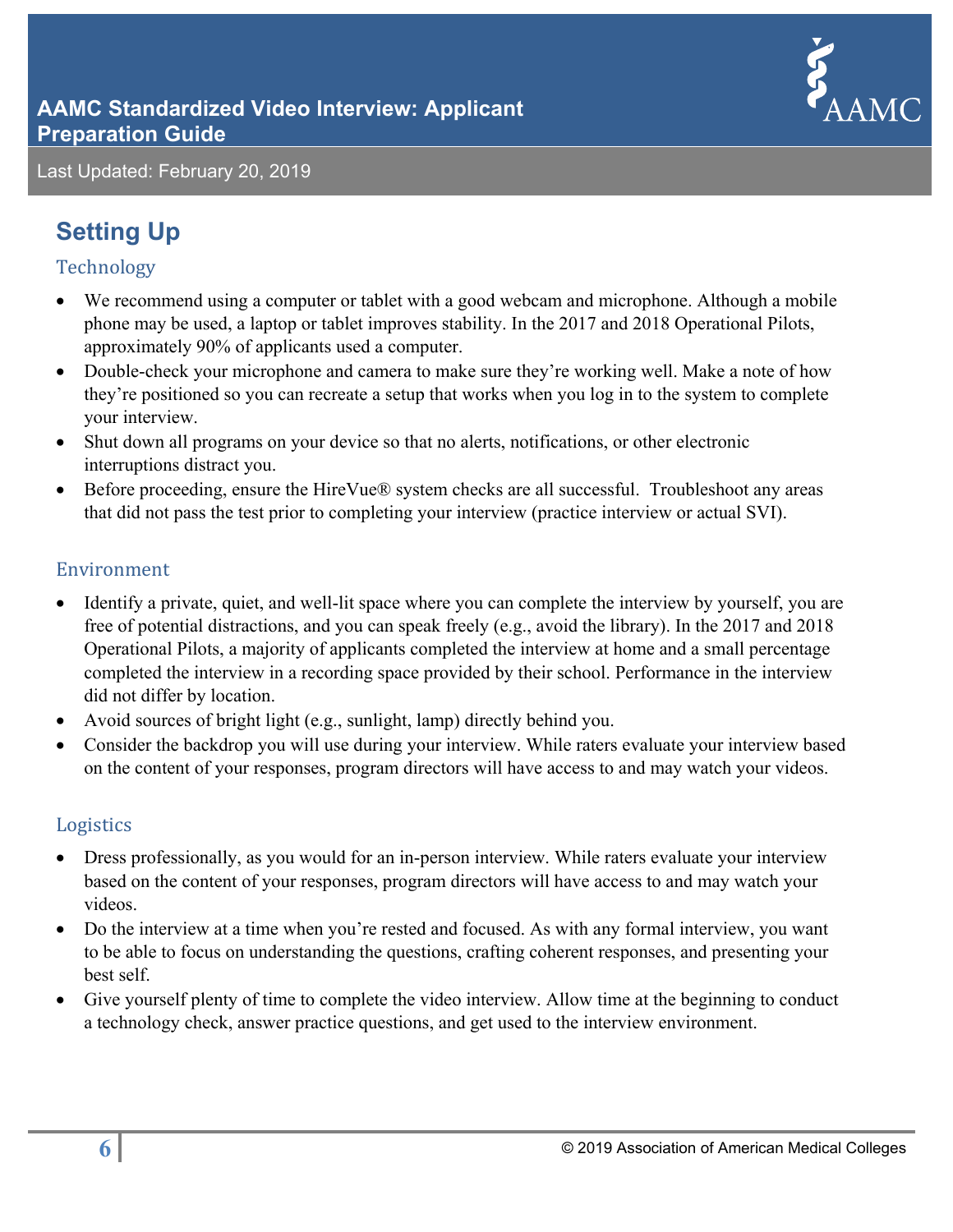## Setting Up

### Technology

- We recommend using a computer or tablet with a good webcam and microphone. Although a mobile phone may be used, a laptop or tablet improves stability. In the 2017 and 2018 Operational Pilots, approximately 90% of applicants used a computer.
- Double-check your microphone and camera to make sure they're working well. Make a note of how they're positioned so you can recreate a setup that works when you log in to the system to complete your interview.
- Shut down all programs on your device so that no alerts, notifications, or other electronic interruptions distract you.
- Before proceeding, ensure the HireVue® system checks are all successful. Troubleshoot any areas that did not pass the test prior to completing your interview (practice interview or actual SVI).

### Environment

- Identify a private, quiet, and well-lit space where you can complete the interview by yourself, you are free of potential distractions, and you can speak freely (e.g., avoid the library). In the 2017 and 2018 Operational Pilots, a majority of applicants completed the interview at home and a small percentage completed the interview in a recording space provided by their school. Performance in the interview did not differ by location.
- Avoid sources of bright light (e.g., sunlight, lamp) directly behind you.
- Consider the backdrop you will use during your interview. While raters evaluate your interview based on the content of your responses, program directors will have access to and may watch your videos.

### Logistics

- Dress professionally, as you would for an in-person interview. While raters evaluate your interview based on the content of your responses, program directors will have access to and may watch your videos.
- Do the interview at a time when you're rested and focused. As with any formal interview, you want to be able to focus on understanding the questions, crafting coherent responses, and presenting your best self.
- Give yourself plenty of time to complete the video interview. Allow time at the beginning to conduct a technology check, answer practice questions, and get used to the interview environment.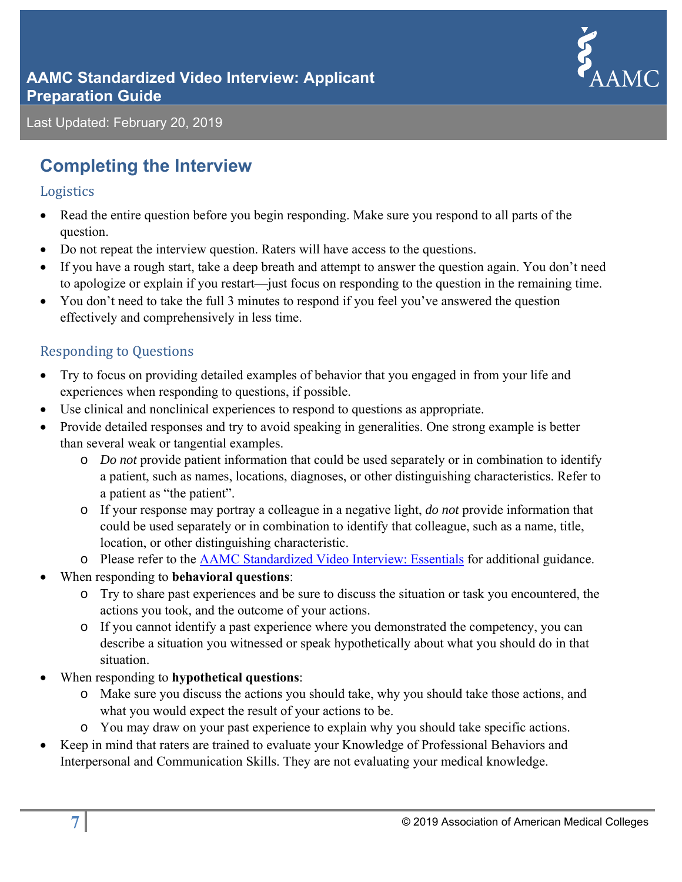## Completing the Interview

### Logistics

- Read the entire question before you begin responding. Make sure you respond to all parts of the question.
- Do not repeat the interview question. Raters will have access to the questions.
- If you have a rough start, take a deep breath and attempt to answer the question again. You don't need to apologize or explain if you restart—just focus on responding to the question in the remaining time.
- You don't need to take the full 3 minutes to respond if you feel you've answered the question effectively and comprehensively in less time.

### Responding to Questions

- Try to focus on providing detailed examples of behavior that you engaged in from your life and experiences when responding to questions, if possible.
- Use clinical and nonclinical experiences to respond to questions as appropriate.
- Provide detailed responses and try to avoid speaking in generalities. One strong example is better than several weak or tangential examples.
  - *Do not* provide patient information that could be used separately or in combination to identify a patient, such as names, locations, diagnoses, or other distinguishing characteristics. Refer to a patient as "the patient".
  - If your response may portray a colleague in a negative light, *do not* provide information that could be used separately or in combination to identify that colleague, such as a name, title, location, or other distinguishing characteristic.
  - Please refer to the AAMC Standardized Video Interview: Essentials for additional guidance.
- When responding to **behavioral questions**:
  - Try to share past experiences and be sure to discuss the situation or task you encountered, the actions you took, and the outcome of your actions.
  - If you cannot identify a past experience where you demonstrated the competency, you can describe a situation you witnessed or speak hypothetically about what you should do in that situation.
- When responding to **hypothetical questions**:
  - Make sure you discuss the actions you should take, why you should take those actions, and what you would expect the result of your actions to be.
  - You may draw on your past experience to explain why you should take specific actions.
- Keep in mind that raters are trained to evaluate your Knowledge of Professional Behaviors and Interpersonal and Communication Skills. They are not evaluating your medical knowledge.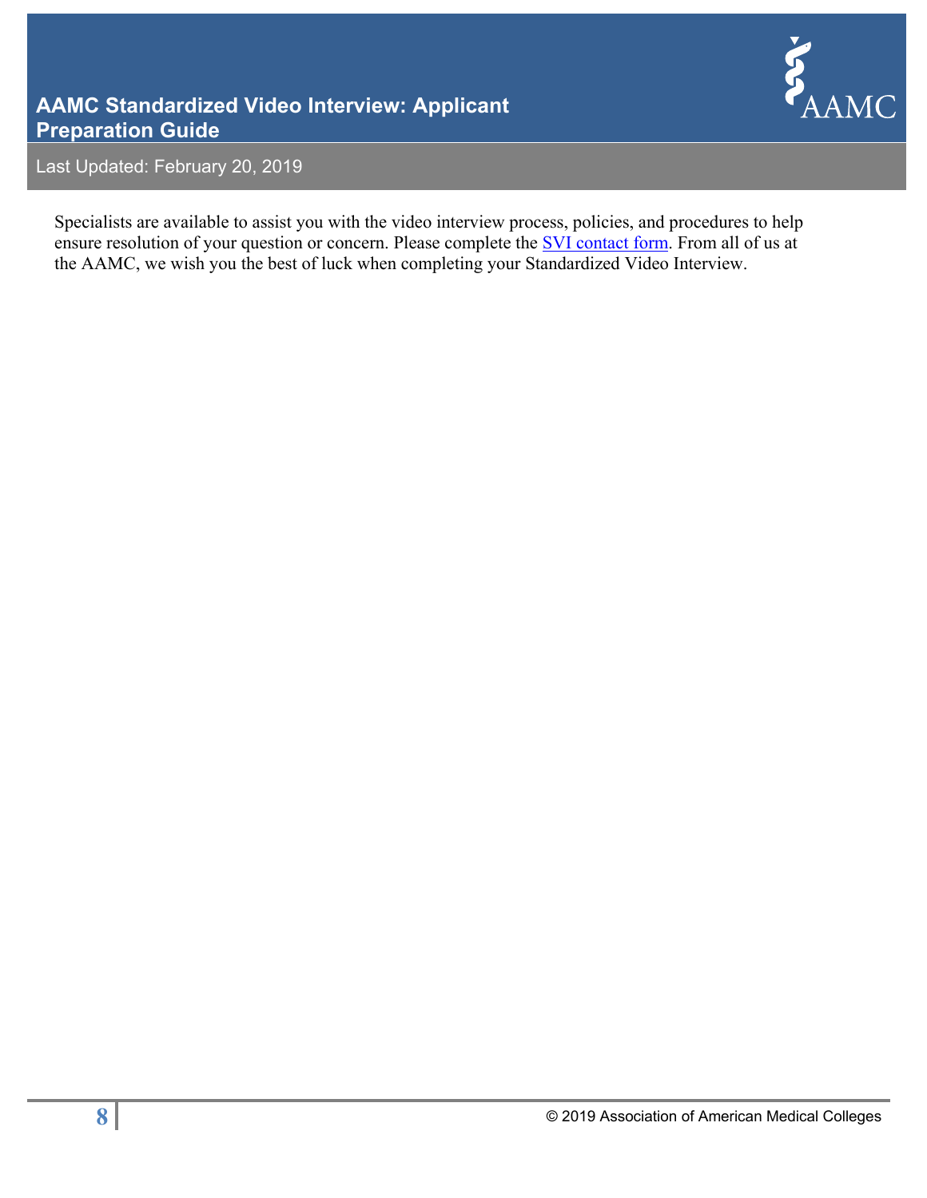Specialists are available to assist you with the video interview process, policies, and procedures to help ensure resolution of your question or concern. Please complete the SVI contact form. From all of us at the AAMC, we wish you the best of luck when completing your Standardized Video Interview.